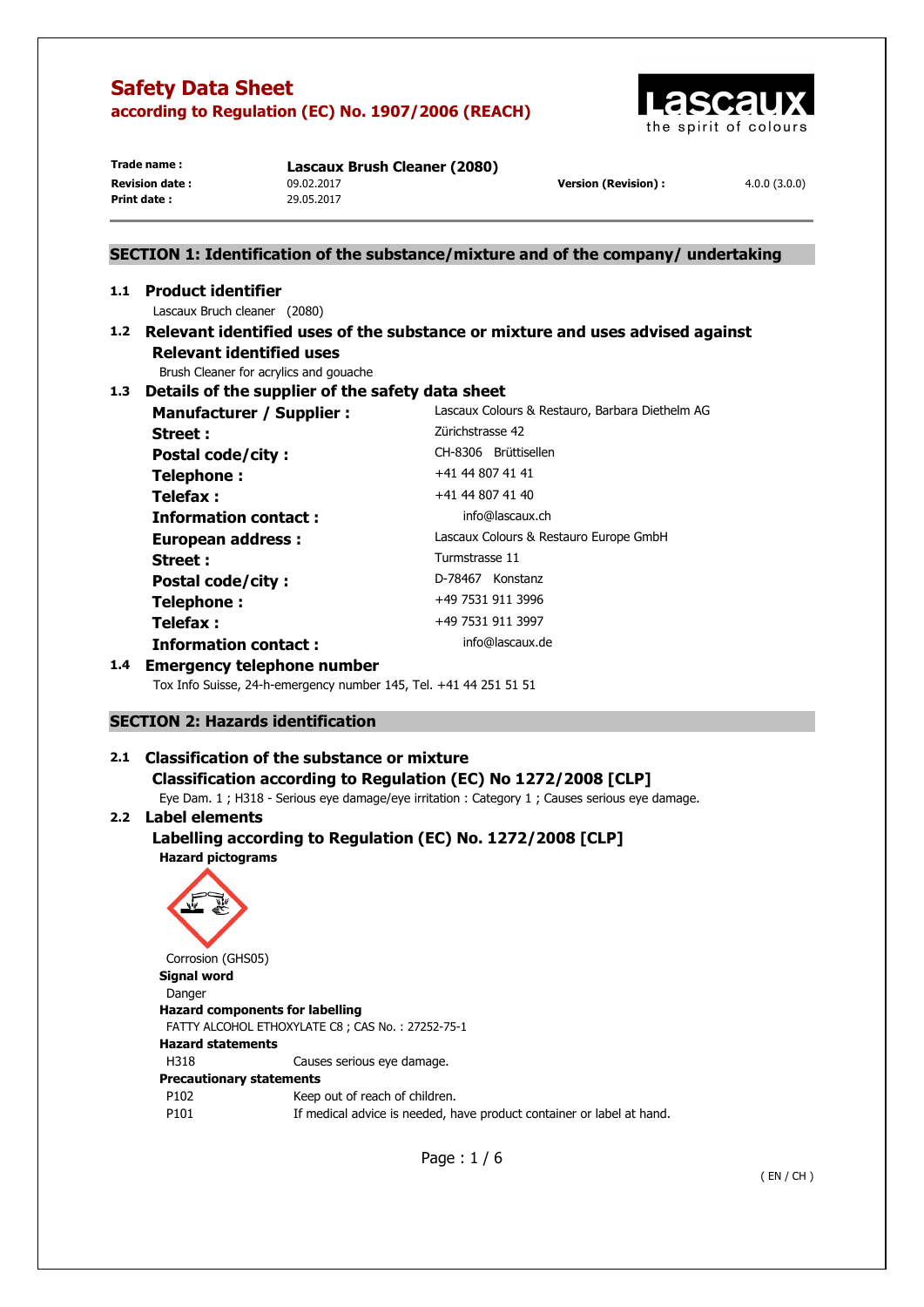# Safety Data Sheet

**according to Regulation (EC) No. 1907/2006 (REACH)**

| | | | |
|---|---|---|---|
| **Trade name :** | **Lascaux Brush Cleaner (2080)** | | |
| **Revision date :** | 09.02.2017 | **Version (Revision) :** | 4.0.0 (3.0.0) |
| **Print date :** | 29.05.2017 | | |

## SECTION 1: Identification of the substance/mixture and of the company/ undertaking

### 1.1 Product identifier

Lascaux Bruch cleaner (2080)

### 1.2 Relevant identified uses of the substance or mixture and uses advised against

**Relevant identified uses**

Brush Cleaner for acrylics and gouache

### 1.3 Details of the supplier of the safety data sheet

| | |
|---|---|
| **Manufacturer / Supplier :** | Lascaux Colours & Restauro, Barbara Diethelm AG |
| **Street :** | Zürichstrasse 42 |
| **Postal code/city :** | CH-8306 Brüttisellen |
| **Telephone :** | +41 44 807 41 41 |
| **Telefax :** | +41 44 807 41 40 |
| **Information contact :** | info@lascaux.ch |
| **European address :** | Lascaux Colours & Restauro Europe GmbH |
| **Street :** | Turmstrasse 11 |
| **Postal code/city :** | D-78467 Konstanz |
| **Telephone :** | +49 7531 911 3996 |
| **Telefax :** | +49 7531 911 3997 |
| **Information contact :** | info@lascaux.de |

### 1.4 Emergency telephone number

Tox Info Suisse, 24-h-emergency number 145, Tel. +41 44 251 51 51

## SECTION 2: Hazards identification

### 2.1 Classification of the substance or mixture

**Classification according to Regulation (EC) No 1272/2008 [CLP]**

Eye Dam. 1 ; H318 - Serious eye damage/eye irritation : Category 1 ; Causes serious eye damage.

### 2.2 Label elements

**Labelling according to Regulation (EC) No. 1272/2008 [CLP]**

**Hazard pictograms**

Corrosion (GHS05)

**Signal word**

Danger

**Hazard components for labelling**

FATTY ALCOHOL ETHOXYLATE C8 ; CAS No. : 27252-75-1

**Hazard statements**

| | |
|---|---|
| H318 | Causes serious eye damage. |

**Precautionary statements**

| | |
|---|---|
| P102 | Keep out of reach of children. |
| P101 | If medical advice is needed, have product container or label at hand. |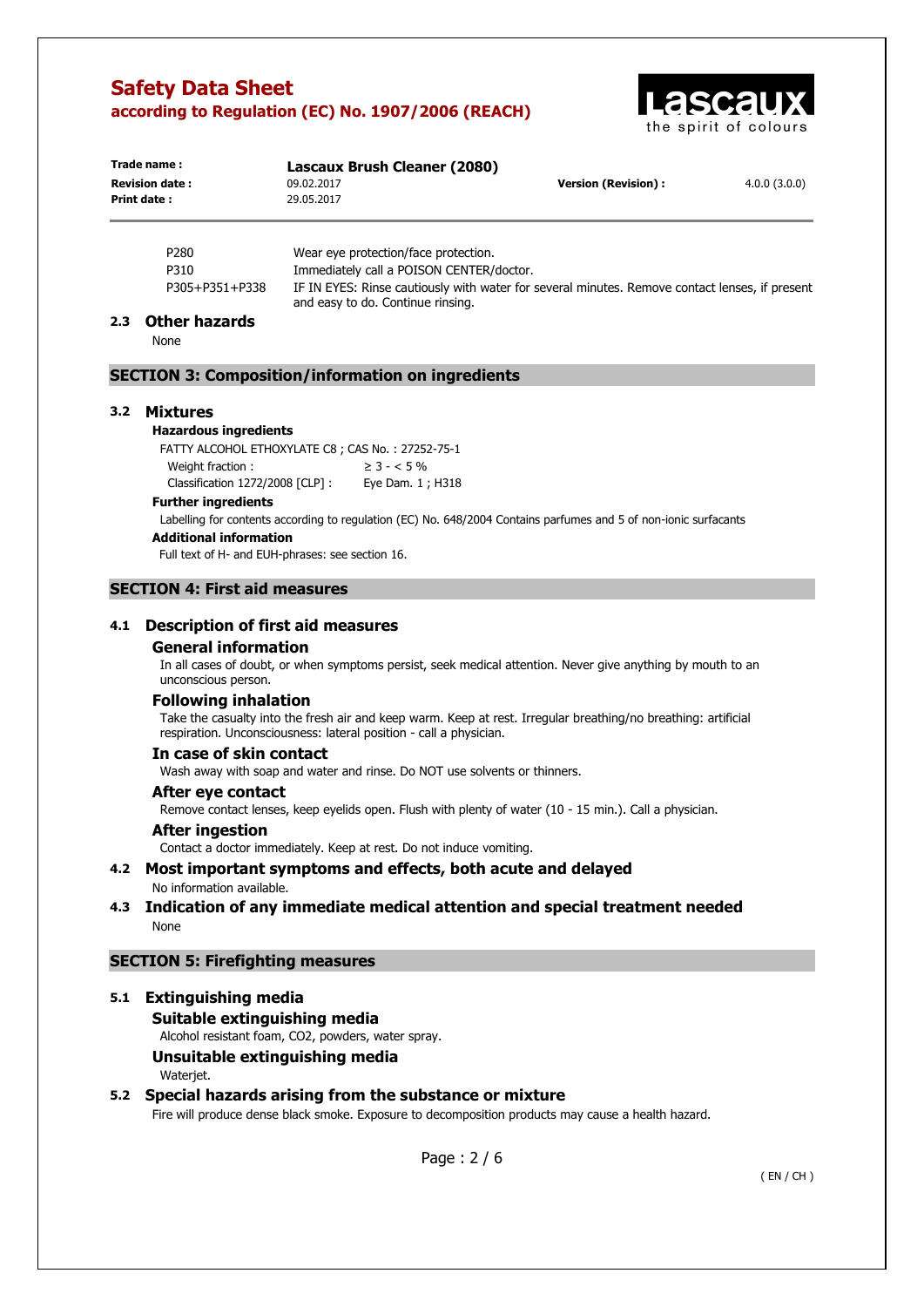| | |
|---|---|
| P280 | Wear eye protection/face protection. |
| P310 | Immediately call a POISON CENTER/doctor. |
| P305+P351+P338 | IF IN EYES: Rinse cautiously with water for several minutes. Remove contact lenses, if present and easy to do. Continue rinsing. |

### 2.3 Other hazards

None

## SECTION 3: Composition/information on ingredients

### 3.2 Mixtures

**Hazardous ingredients**

FATTY ALCOHOL ETHOXYLATE C8 ; CAS No. : 27252-75-1

| | |
|---|---|
| Weight fraction : | ≥ 3 - < 5 % |
| Classification 1272/2008 [CLP] : | Eye Dam. 1 ; H318 |

**Further ingredients**

Labelling for contents according to regulation (EC) No. 648/2004 Contains parfumes and 5 of non-ionic surfacants

**Additional information**

Full text of H- and EUH-phrases: see section 16.

## SECTION 4: First aid measures

### 4.1 Description of first aid measures

#### General information

In all cases of doubt, or when symptoms persist, seek medical attention. Never give anything by mouth to an unconscious person.

#### Following inhalation

Take the casualty into the fresh air and keep warm. Keep at rest. Irregular breathing/no breathing: artificial respiration. Unconsciousness: lateral position - call a physician.

#### In case of skin contact

Wash away with soap and water and rinse. Do NOT use solvents or thinners.

#### After eye contact

Remove contact lenses, keep eyelids open. Flush with plenty of water (10 - 15 min.). Call a physician.

#### After ingestion

Contact a doctor immediately. Keep at rest. Do not induce vomiting.

### 4.2 Most important symptoms and effects, both acute and delayed

No information available.

### 4.3 Indication of any immediate medical attention and special treatment needed

None

## SECTION 5: Firefighting measures

### 5.1 Extinguishing media

#### Suitable extinguishing media

Alcohol resistant foam, CO2, powders, water spray.

#### Unsuitable extinguishing media

Waterjet.

### 5.2 Special hazards arising from the substance or mixture

Fire will produce dense black smoke. Exposure to decomposition products may cause a health hazard.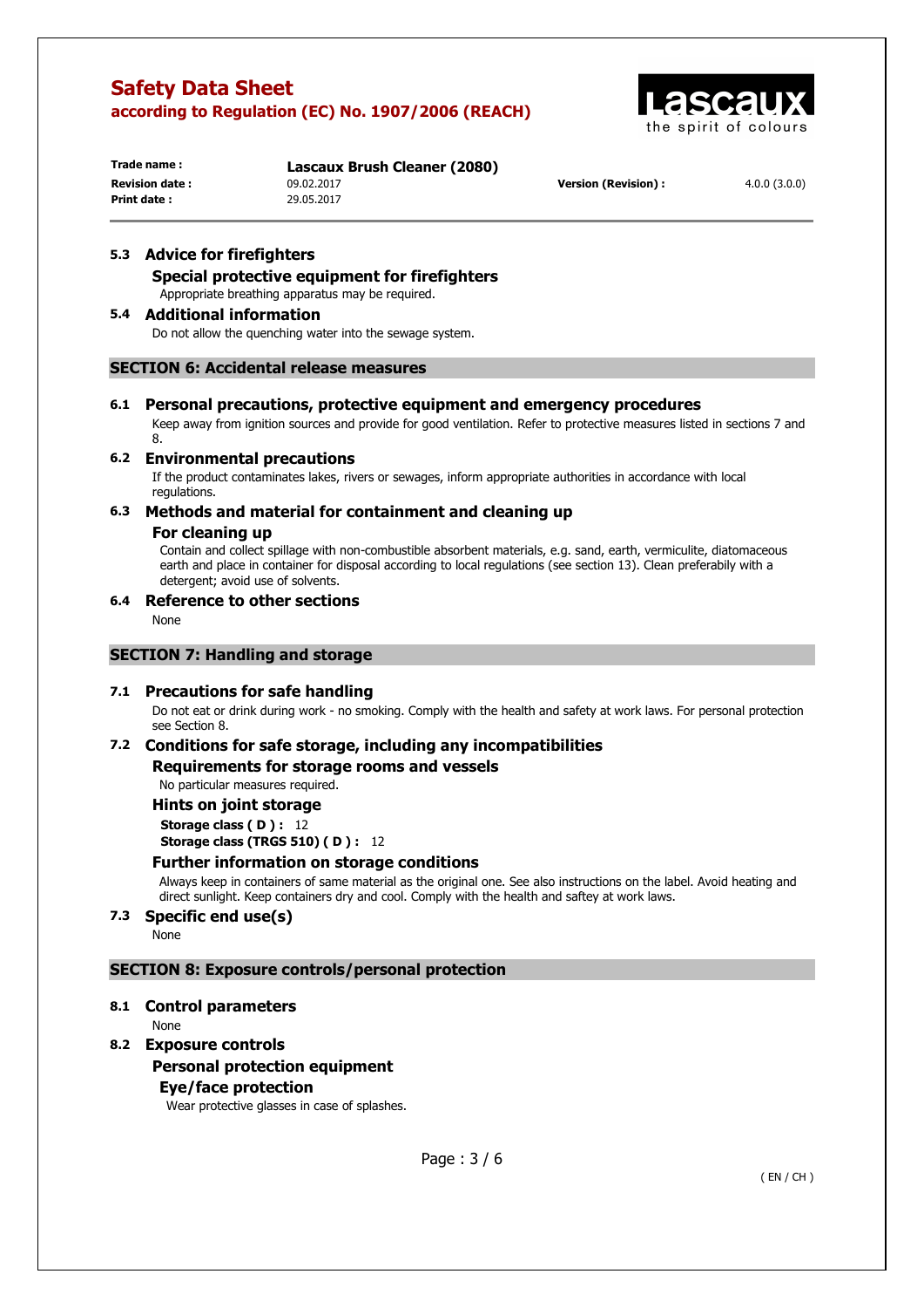### 5.3 Advice for firefighters

#### Special protective equipment for firefighters

Appropriate breathing apparatus may be required.

### 5.4 Additional information

Do not allow the quenching water into the sewage system.

## SECTION 6: Accidental release measures

### 6.1 Personal precautions, protective equipment and emergency procedures

Keep away from ignition sources and provide for good ventilation. Refer to protective measures listed in sections 7 and 8.

### 6.2 Environmental precautions

If the product contaminates lakes, rivers or sewages, inform appropriate authorities in accordance with local regulations.

### 6.3 Methods and material for containment and cleaning up

#### For cleaning up

Contain and collect spillage with non-combustible absorbent materials, e.g. sand, earth, vermiculite, diatomaceous earth and place in container for disposal according to local regulations (see section 13). Clean preferabily with a detergent; avoid use of solvents.

### 6.4 Reference to other sections

None

## SECTION 7: Handling and storage

### 7.1 Precautions for safe handling

Do not eat or drink during work - no smoking. Comply with the health and safety at work laws. For personal protection see Section 8.

### 7.2 Conditions for safe storage, including any incompatibilities

#### Requirements for storage rooms and vessels

No particular measures required.

#### Hints on joint storage

**Storage class ( D ) :** 12
**Storage class (TRGS 510) ( D ) :** 12

#### Further information on storage conditions

Always keep in containers of same material as the original one. See also instructions on the label. Avoid heating and direct sunlight. Keep containers dry and cool. Comply with the health and saftey at work laws.

### 7.3 Specific end use(s)

None

## SECTION 8: Exposure controls/personal protection

### 8.1 Control parameters

None

### 8.2 Exposure controls

#### Personal protection equipment

##### Eye/face protection

Wear protective glasses in case of splashes.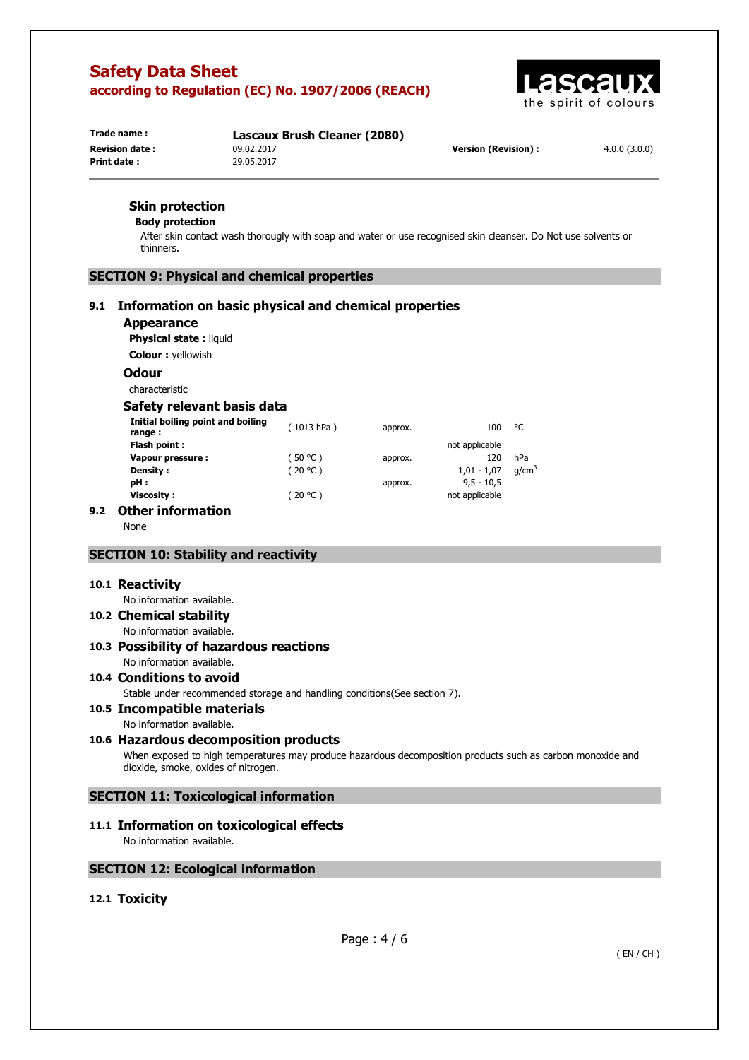### Skin protection

**Body protection**

After skin contact wash thorougly with soap and water or use recognised skin cleanser. Do Not use solvents or thinners.

## SECTION 9: Physical and chemical properties

### 9.1 Information on basic physical and chemical properties

#### Appearance

**Physical state :** liquid

**Colour :** yellowish

#### Odour

characteristic

#### Safety relevant basis data

| | | | | |
|---|---|---|---|---|
| **Initial boiling point and boiling range :** | ( 1013 hPa ) | approx. | 100 | °C |
| **Flash point :** | | | not applicable | |
| **Vapour pressure :** | ( 50 °C ) | approx. | 120 | hPa |
| **Density :** | ( 20 °C ) | | 1,01 - 1,07 | $g/cm^3$ |
| **pH :** | | approx. | 9,5 - 10,5 | |
| **Viscosity :** | ( 20 °C ) | | not applicable | |

### 9.2 Other information

None

## SECTION 10: Stability and reactivity

### 10.1 Reactivity

No information available.

### 10.2 Chemical stability

No information available.

### 10.3 Possibility of hazardous reactions

No information available.

### 10.4 Conditions to avoid

Stable under recommended storage and handling conditions(See section 7).

### 10.5 Incompatible materials

No information available.

### 10.6 Hazardous decomposition products

When exposed to high temperatures may produce hazardous decomposition products such as carbon monoxide and dioxide, smoke, oxides of nitrogen.

## SECTION 11: Toxicological information

### 11.1 Information on toxicological effects

No information available.

## SECTION 12: Ecological information

### 12.1 Toxicity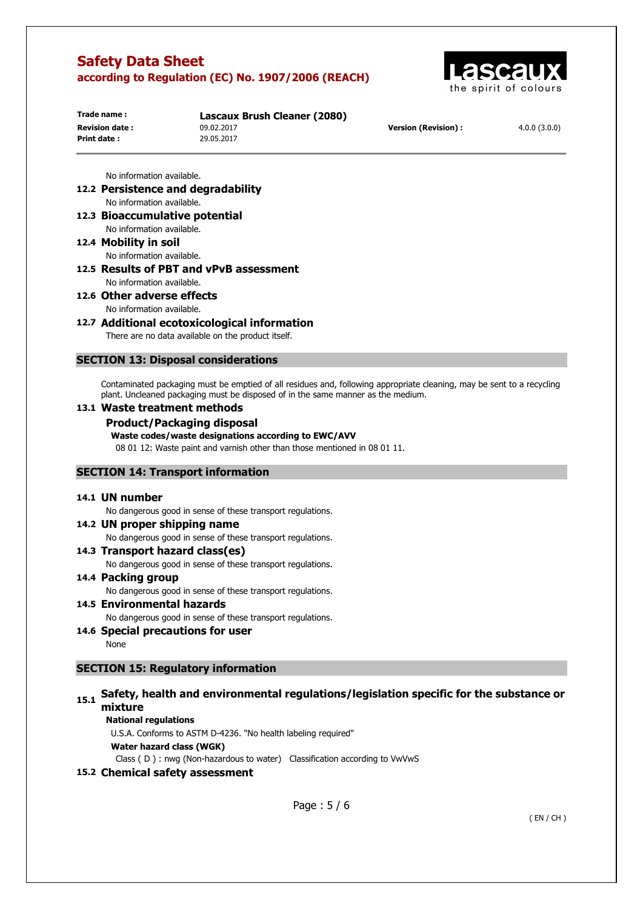No information available.

### 12.2 Persistence and degradability

No information available.

### 12.3 Bioaccumulative potential

No information available.

### 12.4 Mobility in soil

No information available.

### 12.5 Results of PBT and vPvB assessment

No information available.

### 12.6 Other adverse effects

No information available.

### 12.7 Additional ecotoxicological information

There are no data available on the product itself.

## SECTION 13: Disposal considerations

Contaminated packaging must be emptied of all residues and, following appropriate cleaning, may be sent to a recycling plant. Uncleaned packaging must be disposed of in the same manner as the medium.

### 13.1 Waste treatment methods

#### Product/Packaging disposal

**Waste codes/waste designations according to EWC/AVV**

08 01 12: Waste paint and varnish other than those mentioned in 08 01 11.

## SECTION 14: Transport information

### 14.1 UN number

No dangerous good in sense of these transport regulations.

### 14.2 UN proper shipping name

No dangerous good in sense of these transport regulations.

### 14.3 Transport hazard class(es)

No dangerous good in sense of these transport regulations.

### 14.4 Packing group

No dangerous good in sense of these transport regulations.

### 14.5 Environmental hazards

No dangerous good in sense of these transport regulations.

### 14.6 Special precautions for user

None

## SECTION 15: Regulatory information

### 15.1 Safety, health and environmental regulations/legislation specific for the substance or mixture

**National regulations**

U.S.A. Conforms to ASTM D-4236. "No health labeling required"

**Water hazard class (WGK)**

Class ( D ) : nwg (Non-hazardous to water) Classification according to VwVwS

### 15.2 Chemical safety assessment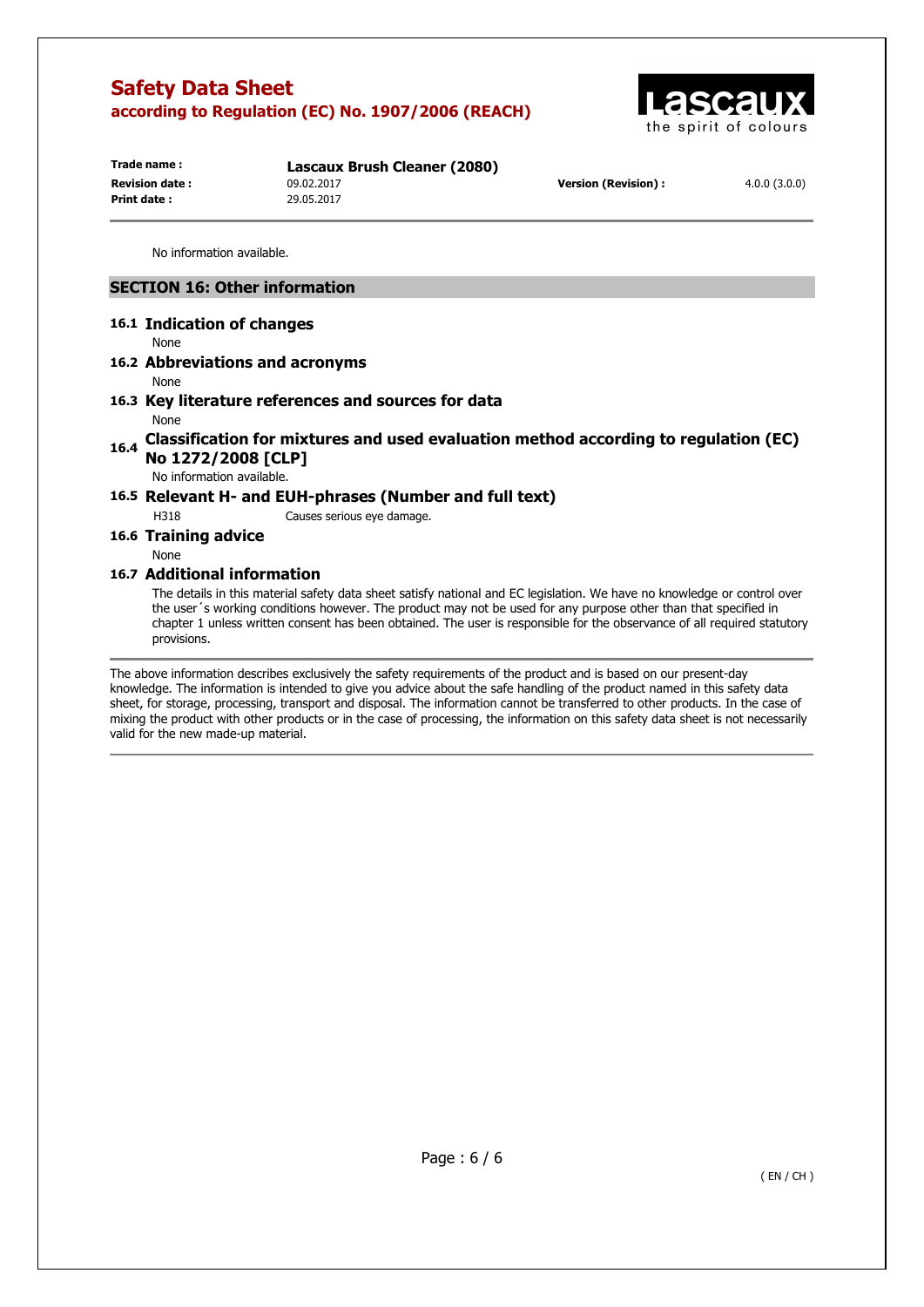No information available.

## SECTION 16: Other information

### 16.1 Indication of changes

None

### 16.2 Abbreviations and acronyms

None

### 16.3 Key literature references and sources for data

None

### 16.4 Classification for mixtures and used evaluation method according to regulation (EC) No 1272/2008 [CLP]

No information available.

### 16.5 Relevant H- and EUH-phrases (Number and full text)

| | |
|---|---|
| H318 | Causes serious eye damage. |

### 16.6 Training advice

None

### 16.7 Additional information

The details in this material safety data sheet satisfy national and EC legislation. We have no knowledge or control over the user´s working conditions however. The product may not be used for any purpose other than that specified in chapter 1 unless written consent has been obtained. The user is responsible for the observance of all required statutory provisions.

---

The above information describes exclusively the safety requirements of the product and is based on our present-day knowledge. The information is intended to give you advice about the safe handling of the product named in this safety data sheet, for storage, processing, transport and disposal. The information cannot be transferred to other products. In the case of mixing the product with other products or in the case of processing, the information on this safety data sheet is not necessarily valid for the new made-up material.